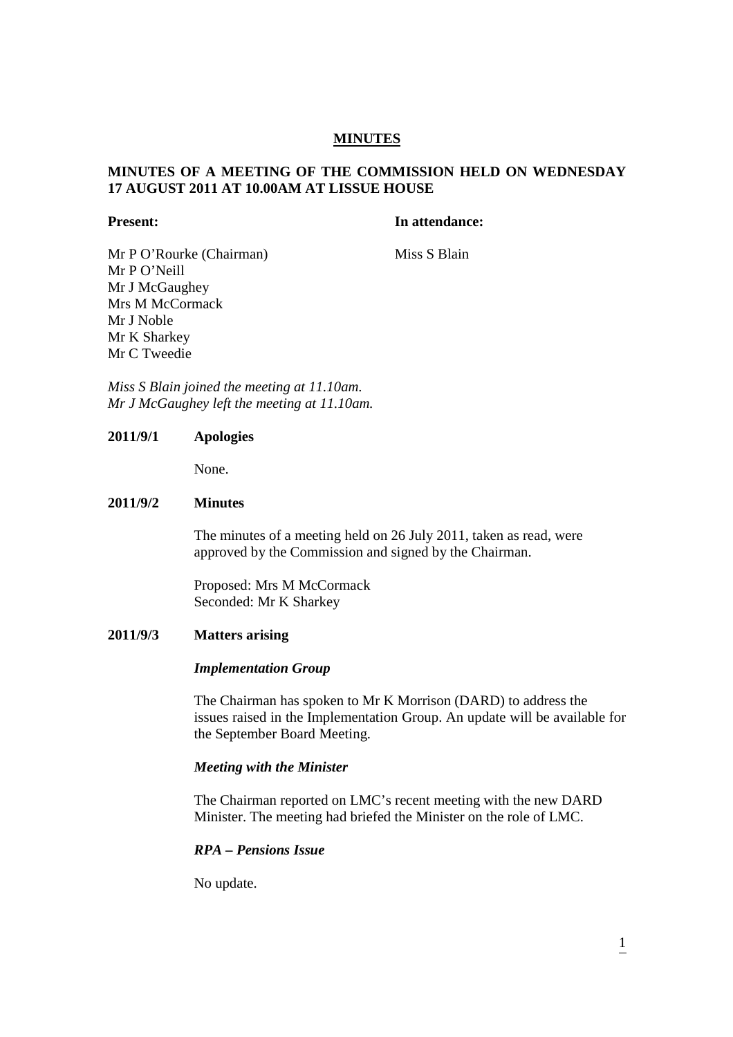# MINUTES

**MINUTES OF A MEETING OF THE COMMISSION HELD ON WEDNESDAY 17 AUGUST 2011 AT 10.00AM AT LISSUE HOUSE**

| **Present:** | **In attendance:** |
|---|---|
| Mr P O'Rourke (Chairman) | Miss S Blain |
| Mr P O'Neill | |
| Mr J McGaughey | |
| Mrs M McCormack | |
| Mr J Noble | |
| Mr K Sharkey | |
| Mr C Tweedie | |

*Miss S Blain joined the meeting at 11.10am.*
*Mr J McGaughey left the meeting at 11.10am.*

**2011/9/1 Apologies**

None.

**2011/9/2 Minutes**

The minutes of a meeting held on 26 July 2011, taken as read, were approved by the Commission and signed by the Chairman.

Proposed: Mrs M McCormack
Seconded: Mr K Sharkey

**2011/9/3 Matters arising**

***Implementation Group***

The Chairman has spoken to Mr K Morrison (DARD) to address the issues raised in the Implementation Group. An update will be available for the September Board Meeting.

***Meeting with the Minister***

The Chairman reported on LMC's recent meeting with the new DARD Minister. The meeting had briefed the Minister on the role of LMC.

***RPA – Pensions Issue***

No update.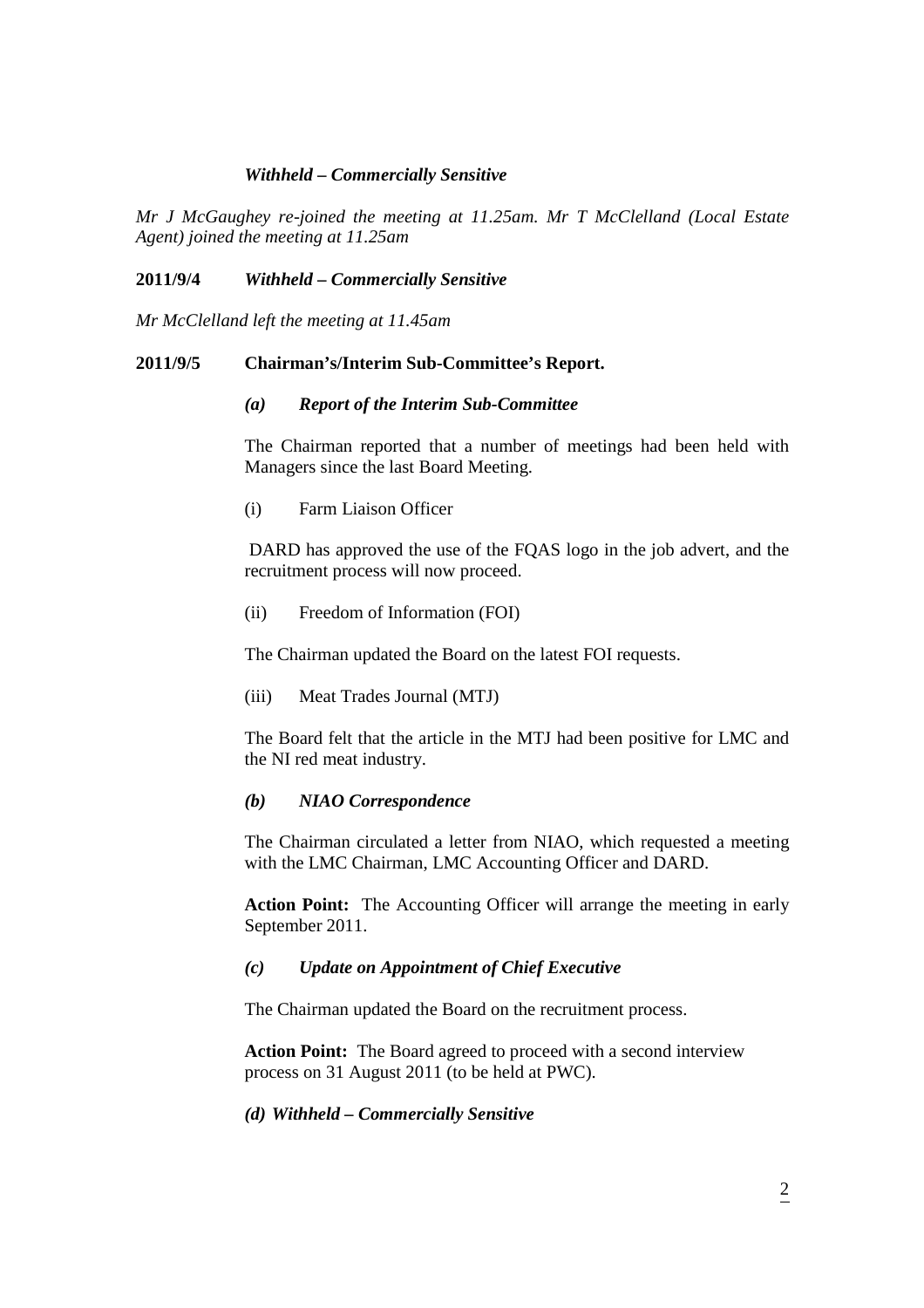***Withheld – Commercially Sensitive***

*Mr J McGaughey re-joined the meeting at 11.25am. Mr T McClelland (Local Estate Agent) joined the meeting at 11.25am*

**2011/9/4** ***Withheld – Commercially Sensitive***

*Mr McClelland left the meeting at 11.45am*

**2011/9/5 Chairman's/Interim Sub-Committee's Report.**

***(a) Report of the Interim Sub-Committee***

The Chairman reported that a number of meetings had been held with Managers since the last Board Meeting.

(i) Farm Liaison Officer

DARD has approved the use of the FQAS logo in the job advert, and the recruitment process will now proceed.

(ii) Freedom of Information (FOI)

The Chairman updated the Board on the latest FOI requests.

(iii) Meat Trades Journal (MTJ)

The Board felt that the article in the MTJ had been positive for LMC and the NI red meat industry.

***(b) NIAO Correspondence***

The Chairman circulated a letter from NIAO, which requested a meeting with the LMC Chairman, LMC Accounting Officer and DARD.

**Action Point:** The Accounting Officer will arrange the meeting in early September 2011.

***(c) Update on Appointment of Chief Executive***

The Chairman updated the Board on the recruitment process.

**Action Point:** The Board agreed to proceed with a second interview process on 31 August 2011 (to be held at PWC).

***(d) Withheld – Commercially Sensitive***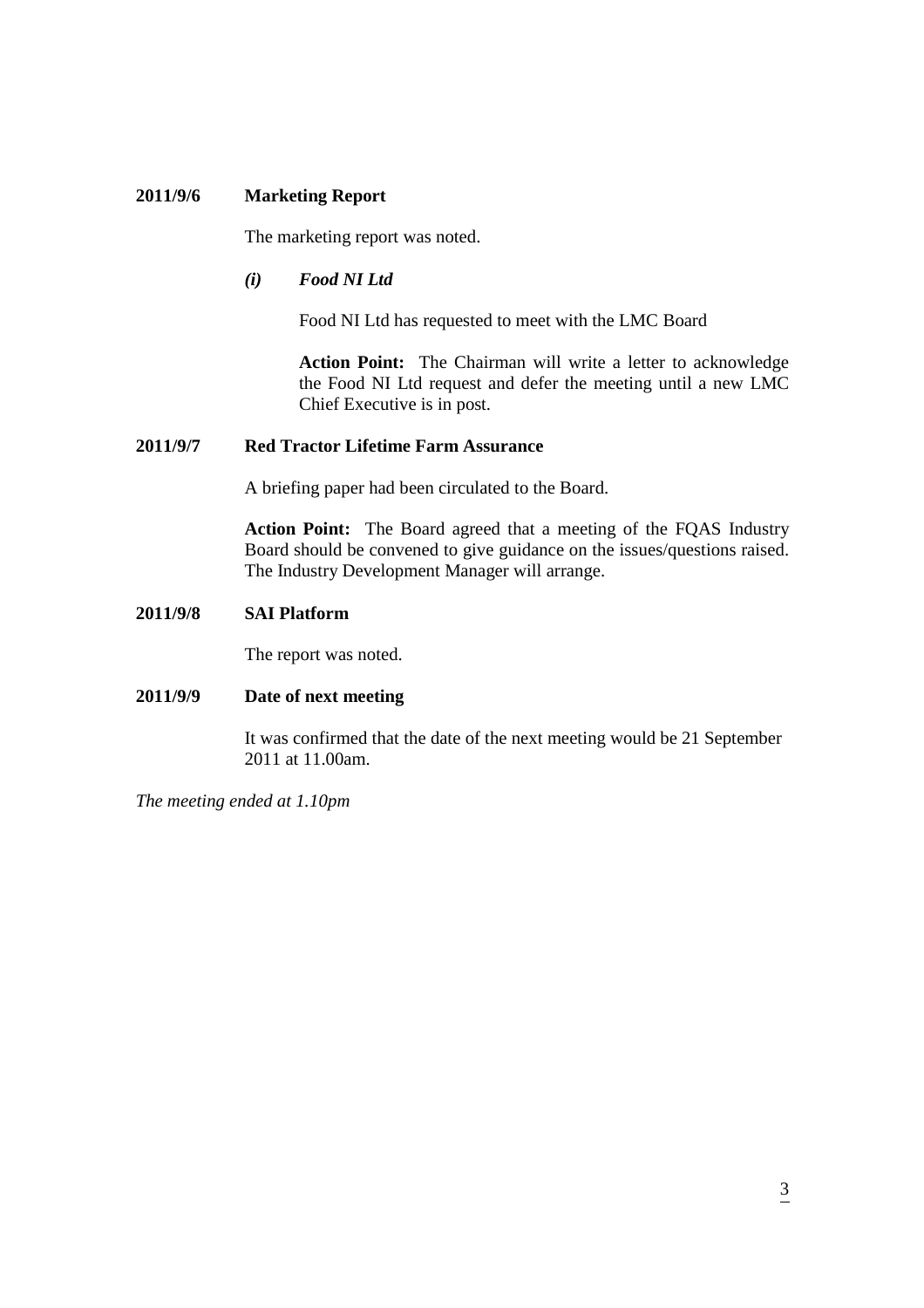**2011/9/6 Marketing Report**

The marketing report was noted.

***(i) Food NI Ltd***

Food NI Ltd has requested to meet with the LMC Board

**Action Point:** The Chairman will write a letter to acknowledge the Food NI Ltd request and defer the meeting until a new LMC Chief Executive is in post.

**2011/9/7 Red Tractor Lifetime Farm Assurance**

A briefing paper had been circulated to the Board.

**Action Point:** The Board agreed that a meeting of the FQAS Industry Board should be convened to give guidance on the issues/questions raised. The Industry Development Manager will arrange.

**2011/9/8 SAI Platform**

The report was noted.

**2011/9/9 Date of next meeting**

It was confirmed that the date of the next meeting would be 21 September 2011 at 11.00am.

*The meeting ended at 1.10pm*